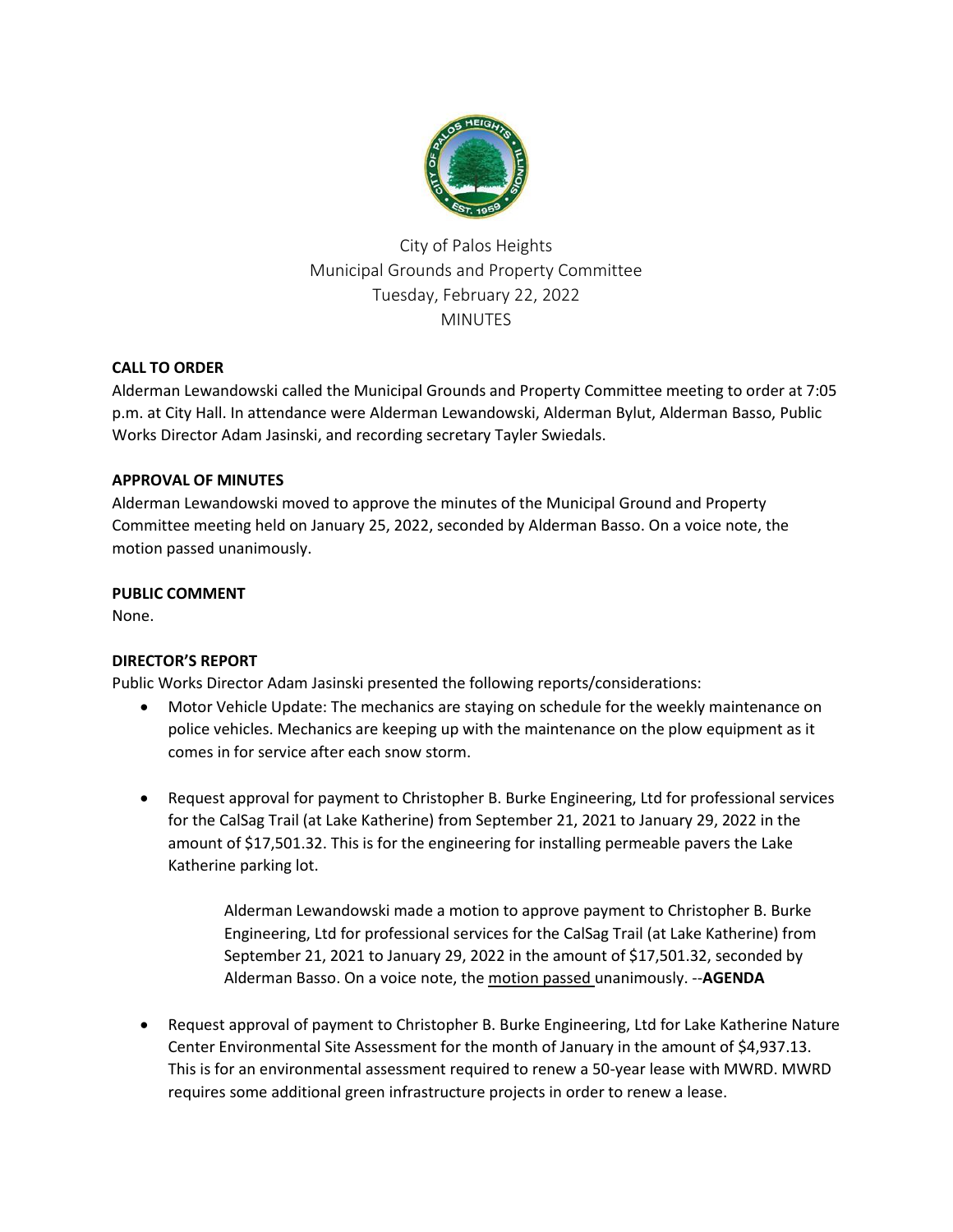City of Palos Heights
Municipal Grounds and Property Committee
Tuesday, February 22, 2022
MINUTES

**CALL TO ORDER**

Alderman Lewandowski called the Municipal Grounds and Property Committee meeting to order at 7:05 p.m. at City Hall. In attendance were Alderman Lewandowski, Alderman Bylut, Alderman Basso, Public Works Director Adam Jasinski, and recording secretary Tayler Swiedals.

**APPROVAL OF MINUTES**

Alderman Lewandowski moved to approve the minutes of the Municipal Ground and Property Committee meeting held on January 25, 2022, seconded by Alderman Basso. On a voice note, the motion passed unanimously.

**PUBLIC COMMENT**

None.

**DIRECTOR'S REPORT**

Public Works Director Adam Jasinski presented the following reports/considerations:

- Motor Vehicle Update: The mechanics are staying on schedule for the weekly maintenance on police vehicles. Mechanics are keeping up with the maintenance on the plow equipment as it comes in for service after each snow storm.

- Request approval for payment to Christopher B. Burke Engineering, Ltd for professional services for the CalSag Trail (at Lake Katherine) from September 21, 2021 to January 29, 2022 in the amount of $17,501.32. This is for the engineering for installing permeable pavers the Lake Katherine parking lot.

  Alderman Lewandowski made a motion to approve payment to Christopher B. Burke Engineering, Ltd for professional services for the CalSag Trail (at Lake Katherine) from September 21, 2021 to January 29, 2022 in the amount of $17,501.32, seconded by Alderman Basso. On a voice note, the motion passed unanimously. --**AGENDA**

- Request approval of payment to Christopher B. Burke Engineering, Ltd for Lake Katherine Nature Center Environmental Site Assessment for the month of January in the amount of $4,937.13. This is for an environmental assessment required to renew a 50-year lease with MWRD. MWRD requires some additional green infrastructure projects in order to renew a lease.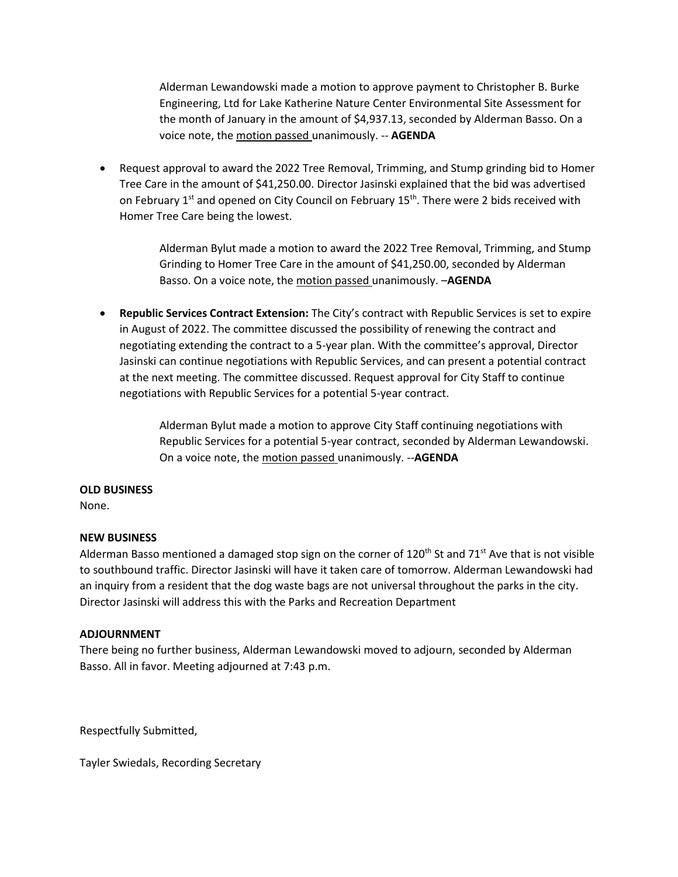Alderman Lewandowski made a motion to approve payment to Christopher B. Burke Engineering, Ltd for Lake Katherine Nature Center Environmental Site Assessment for the month of January in the amount of $4,937.13, seconded by Alderman Basso. On a voice note, the motion passed unanimously. -- **AGENDA**

- Request approval to award the 2022 Tree Removal, Trimming, and Stump grinding bid to Homer Tree Care in the amount of $41,250.00. Director Jasinski explained that the bid was advertised on February 1st and opened on City Council on February 15th. There were 2 bids received with Homer Tree Care being the lowest.

  Alderman Bylut made a motion to award the 2022 Tree Removal, Trimming, and Stump Grinding to Homer Tree Care in the amount of $41,250.00, seconded by Alderman Basso. On a voice note, the motion passed unanimously. –**AGENDA**

- **Republic Services Contract Extension:** The City's contract with Republic Services is set to expire in August of 2022. The committee discussed the possibility of renewing the contract and negotiating extending the contract to a 5-year plan. With the committee's approval, Director Jasinski can continue negotiations with Republic Services, and can present a potential contract at the next meeting. The committee discussed. Request approval for City Staff to continue negotiations with Republic Services for a potential 5-year contract.

  Alderman Bylut made a motion to approve City Staff continuing negotiations with Republic Services for a potential 5-year contract, seconded by Alderman Lewandowski. On a voice note, the motion passed unanimously. --**AGENDA**

**OLD BUSINESS**

None.

**NEW BUSINESS**

Alderman Basso mentioned a damaged stop sign on the corner of 120th St and 71st Ave that is not visible to southbound traffic. Director Jasinski will have it taken care of tomorrow. Alderman Lewandowski had an inquiry from a resident that the dog waste bags are not universal throughout the parks in the city. Director Jasinski will address this with the Parks and Recreation Department

**ADJOURNMENT**

There being no further business, Alderman Lewandowski moved to adjourn, seconded by Alderman Basso. All in favor. Meeting adjourned at 7:43 p.m.

Respectfully Submitted,

Tayler Swiedals, Recording Secretary